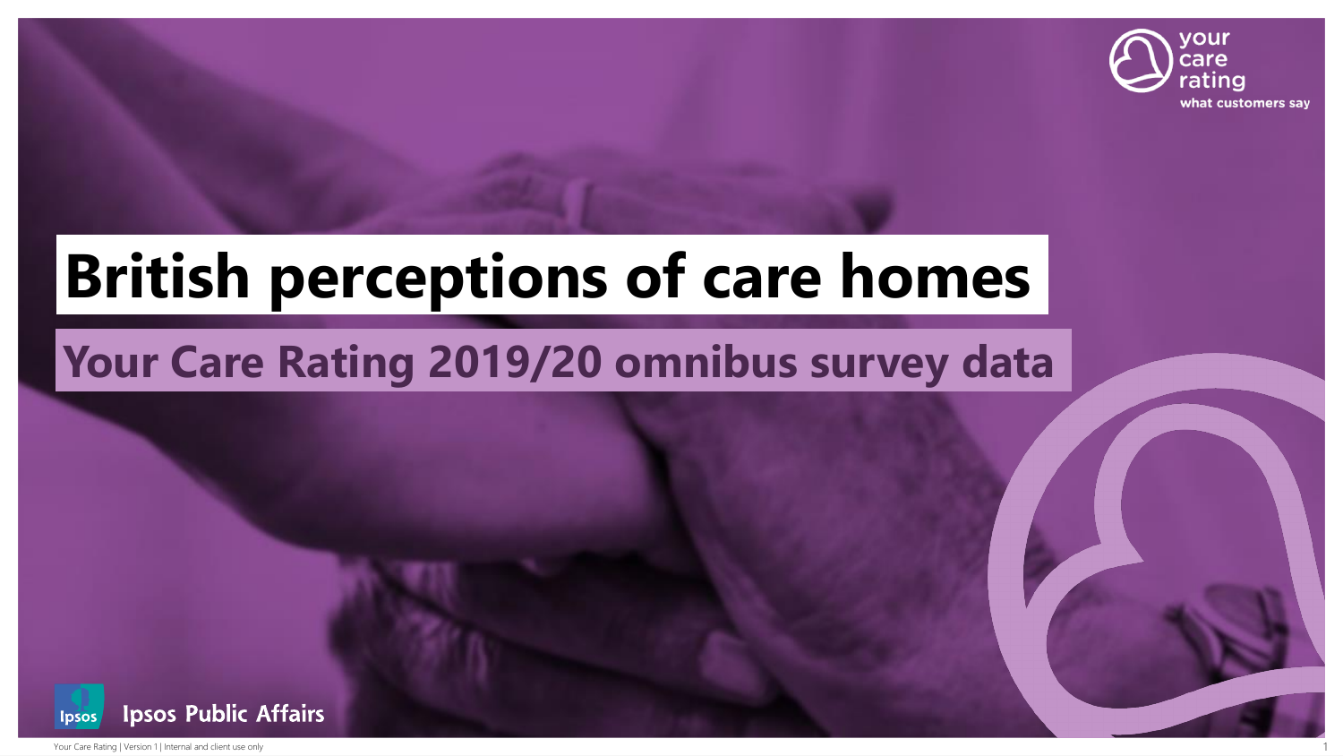your care rating
what customers say

# British perceptions of care homes

## Your Care Rating 2019/20 omnibus survey data

Ipsos Public Affairs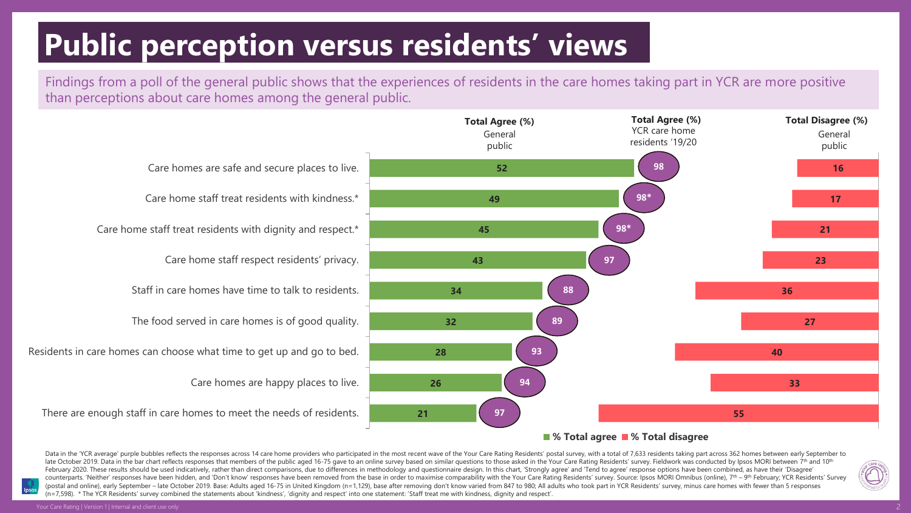# Public perception versus residents' views

Findings from a poll of the general public shows that the experiences of residents in the care homes taking part in YCR are more positive than perceptions about care homes among the general public.

| Statement | Total Agree (%) General public | Total Agree (%) YCR care home residents '19/20 | Total Disagree (%) General public |
|---|---|---|---|
| Care homes are safe and secure places to live. | 52 | 98 | 16 |
| Care home staff treat residents with kindness.* | 49 | 98* | 17 |
| Care home staff treat residents with dignity and respect.* | 45 | 98* | 21 |
| Care home staff respect residents' privacy. | 43 | 97 | 23 |
| Staff in care homes have time to talk to residents. | 34 | 88 | 36 |
| The food served in care homes is of good quality. | 32 | 89 | 27 |
| Residents in care homes can choose what time to get up and go to bed. | 28 | 93 | 40 |
| Care homes are happy places to live. | 26 | 94 | 33 |
| There are enough staff in care homes to meet the needs of residents. | 21 | 97 | 55 |

■ % Total agree ■ % Total disagree

Data in the 'YCR average' purple bubbles reflects the responses across 14 care home providers who participated in the most recent wave of the Your Care Rating Residents' postal survey, with a total of 7,633 residents taking part across 362 homes between early September to late October 2019. Data in the bar chart reflects responses that members of the public aged 16-75 gave to an online survey based on similar questions to those asked in the Your Care Rating Residents' survey. Fieldwork was conducted by Ipsos MORI between 7th and 10th February 2020. These results should be used indicatively, rather than direct comparisons, due to differences in methodology and questionnaire design. In this chart, 'Strongly agree' and 'Tend to agree' response options have been combined, as have their 'Disagree' counterparts. 'Neither' responses have been hidden, and 'Don't know' responses have been removed from the base in order to maximise comparability with the Your Care Rating Residents' survey. Source: Ipsos MORI Omnibus (online), 7th – 9th February; YCR Residents' Survey (postal and online), early September – late October 2019. Base: Adults aged 16-75 in United Kingdom (n=1,129), base after removing don't know varied from 847 to 980; All adults who took part in YCR Residents' survey, minus care homes with fewer than 5 responses (n=7,598). * The YCR Residents' survey combined the statements about 'kindness', 'dignity and respect' into one statement: 'Staff treat me with kindness, dignity and respect'.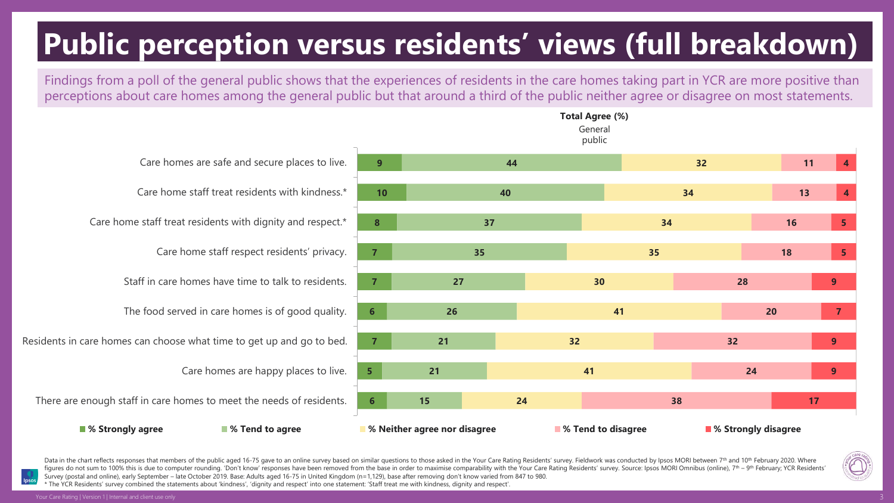# Public perception versus residents' views (full breakdown)

Findings from a poll of the general public shows that the experiences of residents in the care homes taking part in YCR are more positive than perceptions about care homes among the general public but that around a third of the public neither agree or disagree on most statements.

**Total Agree (%)**

General public

| Statement | % Strongly agree | % Tend to agree | % Neither agree nor disagree | % Tend to disagree | % Strongly disagree |
|---|---|---|---|---|---|
| Care homes are safe and secure places to live. | 9 | 44 | 32 | 11 | 4 |
| Care home staff treat residents with kindness.* | 10 | 40 | 34 | 13 | 4 |
| Care home staff treat residents with dignity and respect.* | 8 | 37 | 34 | 16 | 5 |
| Care home staff respect residents' privacy. | 7 | 35 | 35 | 18 | 5 |
| Staff in care homes have time to talk to residents. | 7 | 27 | 30 | 28 | 9 |
| The food served in care homes is of good quality. | 6 | 26 | 41 | 20 | 7 |
| Residents in care homes can choose what time to get up and go to bed. | 7 | 21 | 32 | 32 | 9 |
| Care homes are happy places to live. | 5 | 21 | 41 | 24 | 9 |
| There are enough staff in care homes to meet the needs of residents. | 6 | 15 | 24 | 38 | 17 |

Data in the chart reflects responses that members of the public aged 16-75 gave to an online survey based on similar questions to those asked in the Your Care Rating Residents' survey. Fieldwork was conducted by Ipsos MORI between 7th and 10th February 2020. Where figures do not sum to 100% this is due to computer rounding. 'Don't know' responses have been removed from the base in order to maximise comparability with the Your Care Rating Residents' survey. Source: Ipsos MORI Omnibus (online), 7th – 9th February; YCR Residents' Survey (postal and online), early September – late October 2019. Base: Adults aged 16-75 in United Kingdom (n=1,129), base after removing don't know varied from 847 to 980.

* The YCR Residents' survey combined the statements about 'kindness', 'dignity and respect' into one statement: 'Staff treat me with kindness, dignity and respect'.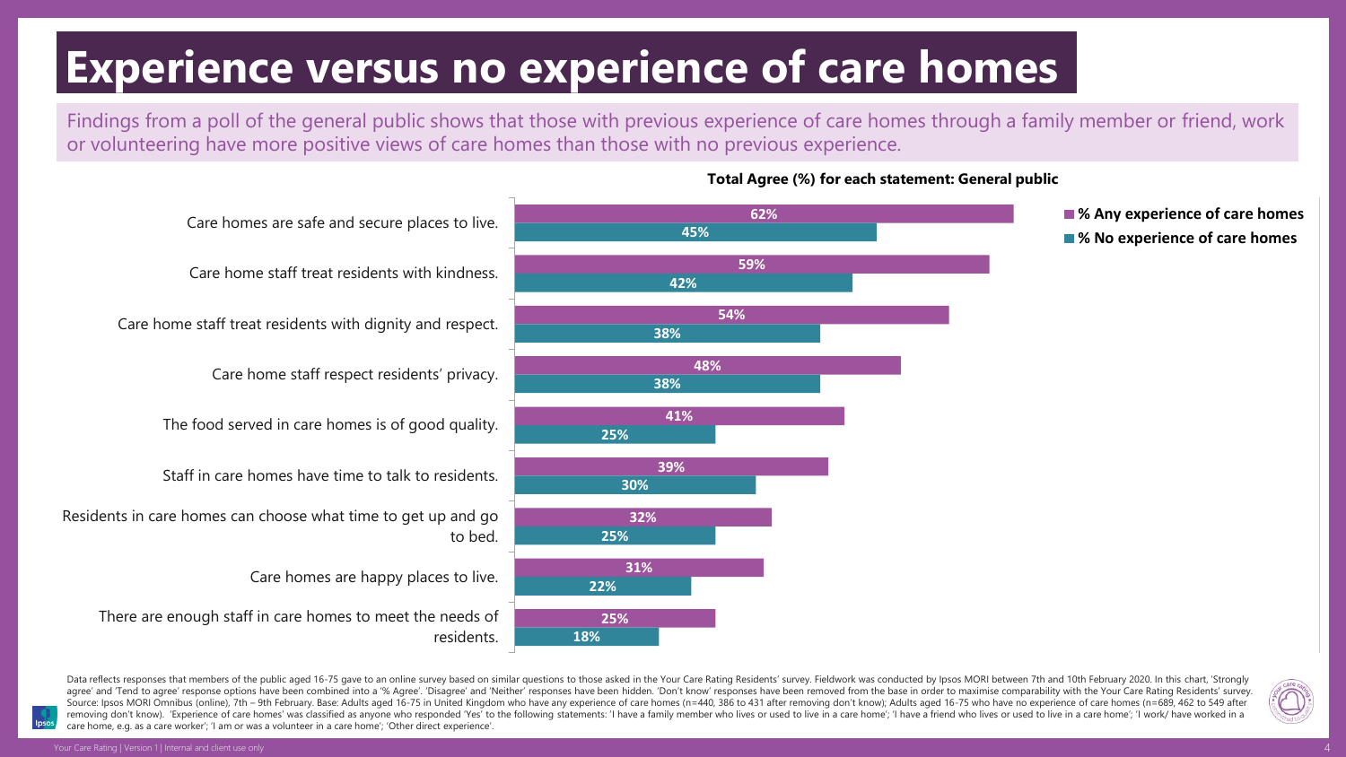# Experience versus no experience of care homes

Findings from a poll of the general public shows that those with previous experience of care homes through a family member or friend, work or volunteering have more positive views of care homes than those with no previous experience.

**Total Agree (%) for each statement: General public**

**% Any experience of care homes**
**% No experience of care homes**

Care homes are safe and secure places to live.
62%
45%

Care home staff treat residents with kindness.
59%
42%

Care home staff treat residents with dignity and respect.
54%
38%

Care home staff respect residents' privacy.
48%
38%

The food served in care homes is of good quality.
41%
25%

Staff in care homes have time to talk to residents.
39%
30%

Residents in care homes can choose what time to get up and go to bed.
32%
25%

Care homes are happy places to live.
31%
22%

There are enough staff in care homes to meet the needs of residents.
25%
18%

Data reflects responses that members of the public aged 16-75 gave to an online survey based on similar questions to those asked in the Your Care Rating Residents' survey. Fieldwork was conducted by Ipsos MORI between 7th and 10th February 2020. In this chart, 'Strongly agree' and 'Tend to agree' response options have been combined into a '% Agree'. 'Disagree' and 'Neither' responses have been hidden. 'Don't know' responses have been removed from the base in order to maximise comparability with the Your Care Rating Residents' survey. Source: Ipsos MORI Omnibus (online), 7th – 9th February. Base: Adults aged 16-75 in United Kingdom who have any experience of care homes (n=440, 386 to 431 after removing don't know); Adults aged 16-75 who have no experience of care homes (n=689, 462 to 549 after removing don't know). 'Experience of care homes' was classified as anyone who responded 'Yes' to the following statements: 'I have a family member who lives or used to live in a care home'; 'I have a friend who lives or used to live in a care home'; 'I work/ have worked in a care home, e.g. as a care worker'; 'I am or was a volunteer in a care home'; 'Other direct experience'.